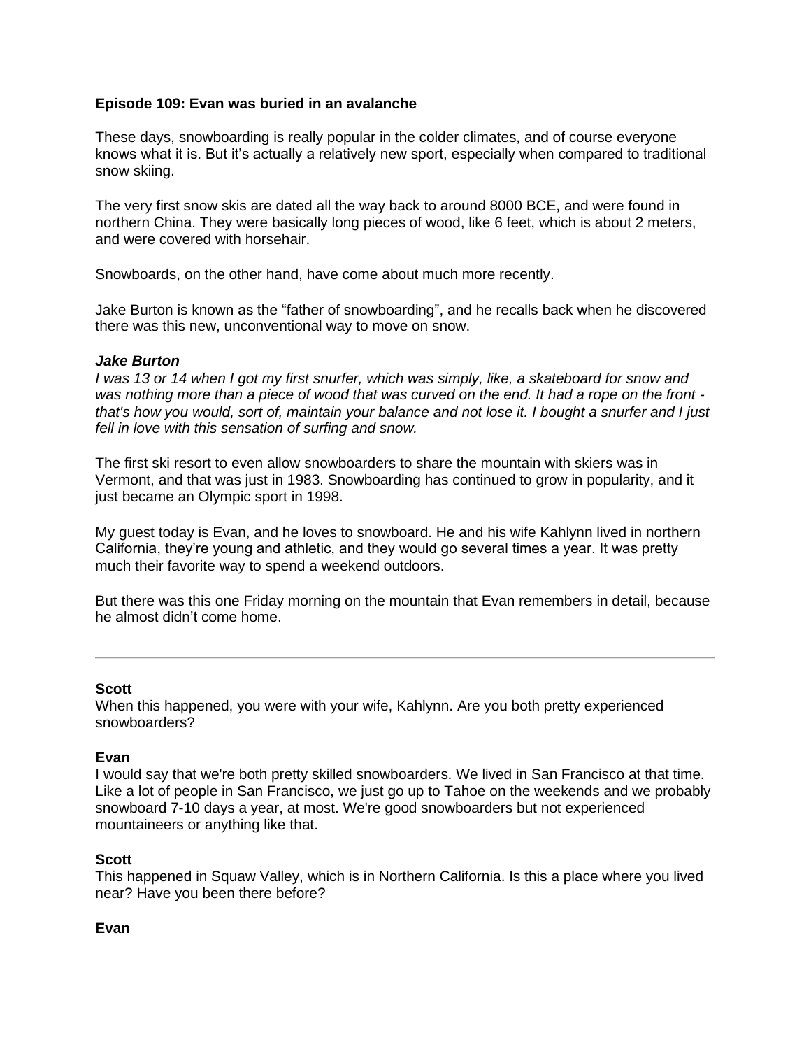**Episode 109: Evan was buried in an avalanche**

These days, snowboarding is really popular in the colder climates, and of course everyone knows what it is. But it's actually a relatively new sport, especially when compared to traditional snow skiing.

The very first snow skis are dated all the way back to around 8000 BCE, and were found in northern China. They were basically long pieces of wood, like 6 feet, which is about 2 meters, and were covered with horsehair.

Snowboards, on the other hand, have come about much more recently.

Jake Burton is known as the "father of snowboarding", and he recalls back when he discovered there was this new, unconventional way to move on snow.

***Jake Burton***
*I was 13 or 14 when I got my first snurfer, which was simply, like, a skateboard for snow and was nothing more than a piece of wood that was curved on the end. It had a rope on the front - that's how you would, sort of, maintain your balance and not lose it. I bought a snurfer and I just fell in love with this sensation of surfing and snow.*

The first ski resort to even allow snowboarders to share the mountain with skiers was in Vermont, and that was just in 1983. Snowboarding has continued to grow in popularity, and it just became an Olympic sport in 1998.

My guest today is Evan, and he loves to snowboard. He and his wife Kahlynn lived in northern California, they're young and athletic, and they would go several times a year. It was pretty much their favorite way to spend a weekend outdoors.

But there was this one Friday morning on the mountain that Evan remembers in detail, because he almost didn't come home.

---

**Scott**
When this happened, you were with your wife, Kahlynn. Are you both pretty experienced snowboarders?

**Evan**
I would say that we're both pretty skilled snowboarders. We lived in San Francisco at that time. Like a lot of people in San Francisco, we just go up to Tahoe on the weekends and we probably snowboard 7-10 days a year, at most. We're good snowboarders but not experienced mountaineers or anything like that.

**Scott**
This happened in Squaw Valley, which is in Northern California. Is this a place where you lived near? Have you been there before?

**Evan**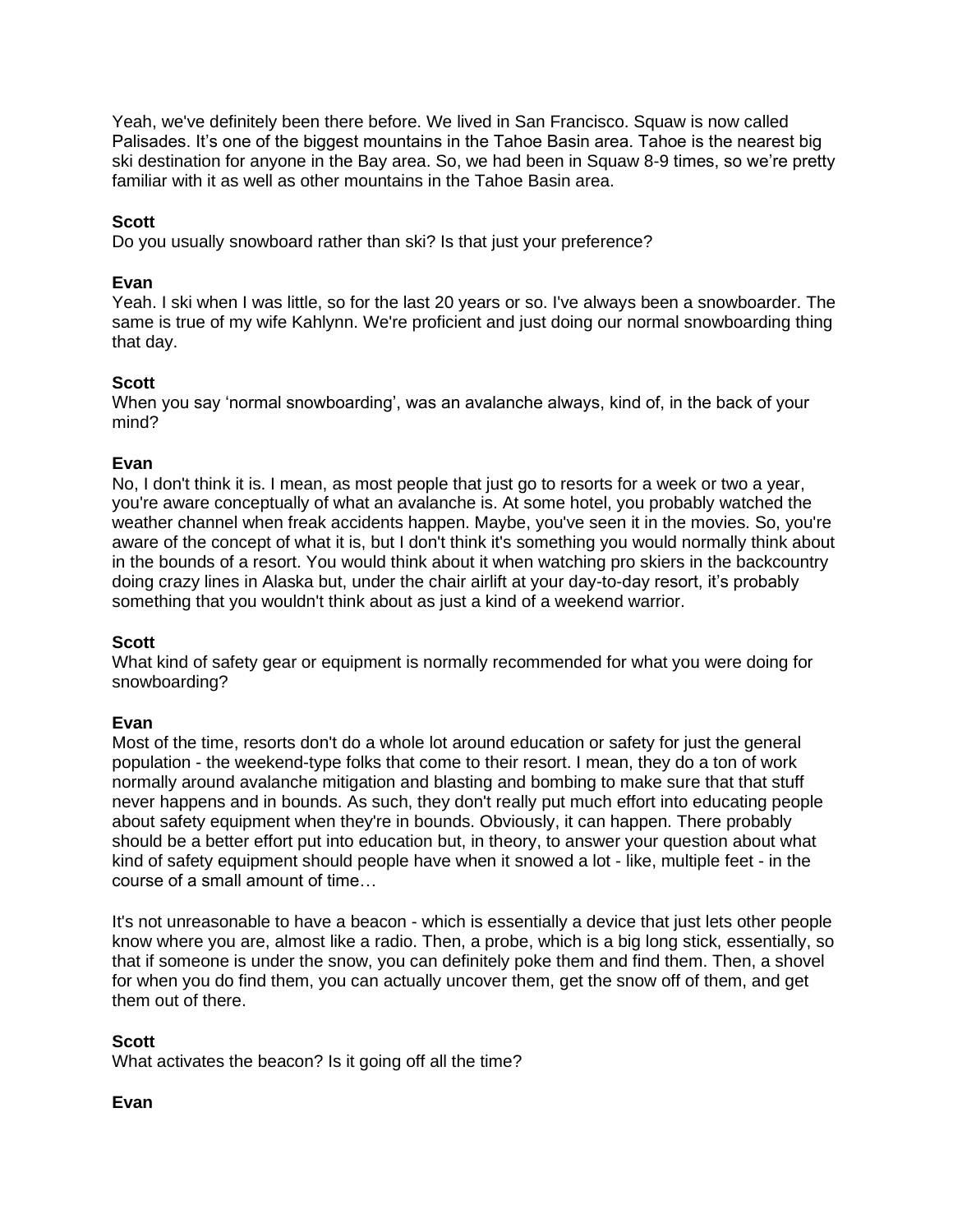Yeah, we've definitely been there before. We lived in San Francisco. Squaw is now called Palisades. It's one of the biggest mountains in the Tahoe Basin area. Tahoe is the nearest big ski destination for anyone in the Bay area. So, we had been in Squaw 8-9 times, so we're pretty familiar with it as well as other mountains in the Tahoe Basin area.

**Scott**
Do you usually snowboard rather than ski? Is that just your preference?

**Evan**
Yeah. I ski when I was little, so for the last 20 years or so. I've always been a snowboarder. The same is true of my wife Kahlynn. We're proficient and just doing our normal snowboarding thing that day.

**Scott**
When you say 'normal snowboarding', was an avalanche always, kind of, in the back of your mind?

**Evan**
No, I don't think it is. I mean, as most people that just go to resorts for a week or two a year, you're aware conceptually of what an avalanche is. At some hotel, you probably watched the weather channel when freak accidents happen. Maybe, you've seen it in the movies. So, you're aware of the concept of what it is, but I don't think it's something you would normally think about in the bounds of a resort. You would think about it when watching pro skiers in the backcountry doing crazy lines in Alaska but, under the chair airlift at your day-to-day resort, it's probably something that you wouldn't think about as just a kind of a weekend warrior.

**Scott**
What kind of safety gear or equipment is normally recommended for what you were doing for snowboarding?

**Evan**
Most of the time, resorts don't do a whole lot around education or safety for just the general population - the weekend-type folks that come to their resort. I mean, they do a ton of work normally around avalanche mitigation and blasting and bombing to make sure that that stuff never happens and in bounds. As such, they don't really put much effort into educating people about safety equipment when they're in bounds. Obviously, it can happen. There probably should be a better effort put into education but, in theory, to answer your question about what kind of safety equipment should people have when it snowed a lot - like, multiple feet - in the course of a small amount of time…

It's not unreasonable to have a beacon - which is essentially a device that just lets other people know where you are, almost like a radio. Then, a probe, which is a big long stick, essentially, so that if someone is under the snow, you can definitely poke them and find them. Then, a shovel for when you do find them, you can actually uncover them, get the snow off of them, and get them out of there.

**Scott**
What activates the beacon? Is it going off all the time?

**Evan**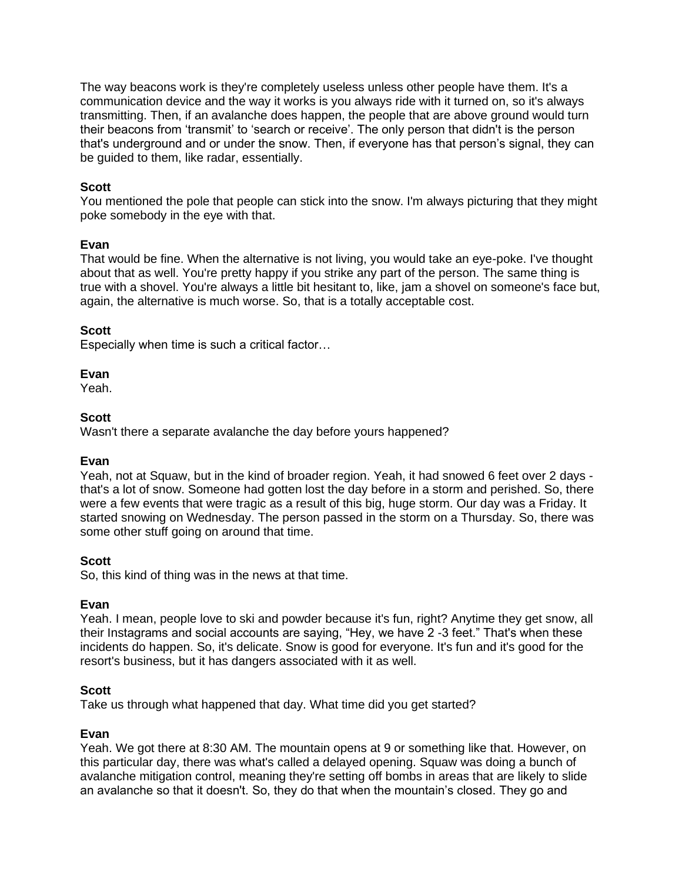The way beacons work is they're completely useless unless other people have them. It's a communication device and the way it works is you always ride with it turned on, so it's always transmitting. Then, if an avalanche does happen, the people that are above ground would turn their beacons from 'transmit' to 'search or receive'. The only person that didn't is the person that's underground and or under the snow. Then, if everyone has that person's signal, they can be guided to them, like radar, essentially.

**Scott**
You mentioned the pole that people can stick into the snow. I'm always picturing that they might poke somebody in the eye with that.

**Evan**
That would be fine. When the alternative is not living, you would take an eye-poke. I've thought about that as well. You're pretty happy if you strike any part of the person. The same thing is true with a shovel. You're always a little bit hesitant to, like, jam a shovel on someone's face but, again, the alternative is much worse. So, that is a totally acceptable cost.

**Scott**
Especially when time is such a critical factor…

**Evan**
Yeah.

**Scott**
Wasn't there a separate avalanche the day before yours happened?

**Evan**
Yeah, not at Squaw, but in the kind of broader region. Yeah, it had snowed 6 feet over 2 days - that's a lot of snow. Someone had gotten lost the day before in a storm and perished. So, there were a few events that were tragic as a result of this big, huge storm. Our day was a Friday. It started snowing on Wednesday. The person passed in the storm on a Thursday. So, there was some other stuff going on around that time.

**Scott**
So, this kind of thing was in the news at that time.

**Evan**
Yeah. I mean, people love to ski and powder because it's fun, right? Anytime they get snow, all their Instagrams and social accounts are saying, "Hey, we have 2 -3 feet." That's when these incidents do happen. So, it's delicate. Snow is good for everyone. It's fun and it's good for the resort's business, but it has dangers associated with it as well.

**Scott**
Take us through what happened that day. What time did you get started?

**Evan**
Yeah. We got there at 8:30 AM. The mountain opens at 9 or something like that. However, on this particular day, there was what's called a delayed opening. Squaw was doing a bunch of avalanche mitigation control, meaning they're setting off bombs in areas that are likely to slide an avalanche so that it doesn't. So, they do that when the mountain's closed. They go and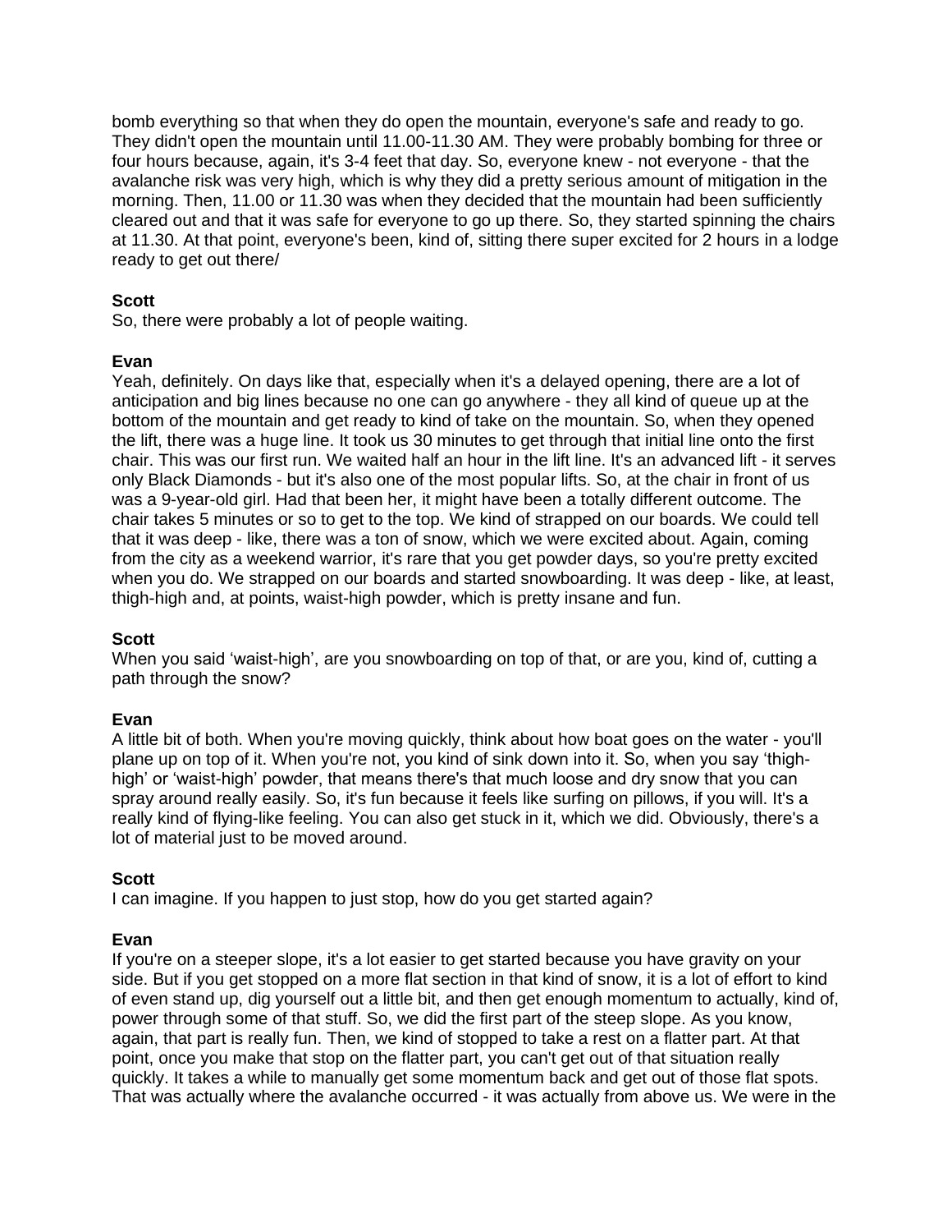bomb everything so that when they do open the mountain, everyone's safe and ready to go. They didn't open the mountain until 11.00-11.30 AM. They were probably bombing for three or four hours because, again, it's 3-4 feet that day. So, everyone knew - not everyone - that the avalanche risk was very high, which is why they did a pretty serious amount of mitigation in the morning. Then, 11.00 or 11.30 was when they decided that the mountain had been sufficiently cleared out and that it was safe for everyone to go up there. So, they started spinning the chairs at 11.30. At that point, everyone's been, kind of, sitting there super excited for 2 hours in a lodge ready to get out there/

**Scott**
So, there were probably a lot of people waiting.

**Evan**
Yeah, definitely. On days like that, especially when it's a delayed opening, there are a lot of anticipation and big lines because no one can go anywhere - they all kind of queue up at the bottom of the mountain and get ready to kind of take on the mountain. So, when they opened the lift, there was a huge line. It took us 30 minutes to get through that initial line onto the first chair. This was our first run. We waited half an hour in the lift line. It's an advanced lift - it serves only Black Diamonds - but it's also one of the most popular lifts. So, at the chair in front of us was a 9-year-old girl. Had that been her, it might have been a totally different outcome. The chair takes 5 minutes or so to get to the top. We kind of strapped on our boards. We could tell that it was deep - like, there was a ton of snow, which we were excited about. Again, coming from the city as a weekend warrior, it's rare that you get powder days, so you're pretty excited when you do. We strapped on our boards and started snowboarding. It was deep - like, at least, thigh-high and, at points, waist-high powder, which is pretty insane and fun.

**Scott**
When you said 'waist-high', are you snowboarding on top of that, or are you, kind of, cutting a path through the snow?

**Evan**
A little bit of both. When you're moving quickly, think about how boat goes on the water - you'll plane up on top of it. When you're not, you kind of sink down into it. So, when you say 'thigh-high' or 'waist-high' powder, that means there's that much loose and dry snow that you can spray around really easily. So, it's fun because it feels like surfing on pillows, if you will. It's a really kind of flying-like feeling. You can also get stuck in it, which we did. Obviously, there's a lot of material just to be moved around.

**Scott**
I can imagine. If you happen to just stop, how do you get started again?

**Evan**
If you're on a steeper slope, it's a lot easier to get started because you have gravity on your side. But if you get stopped on a more flat section in that kind of snow, it is a lot of effort to kind of even stand up, dig yourself out a little bit, and then get enough momentum to actually, kind of, power through some of that stuff. So, we did the first part of the steep slope. As you know, again, that part is really fun. Then, we kind of stopped to take a rest on a flatter part. At that point, once you make that stop on the flatter part, you can't get out of that situation really quickly. It takes a while to manually get some momentum back and get out of those flat spots. That was actually where the avalanche occurred - it was actually from above us. We were in the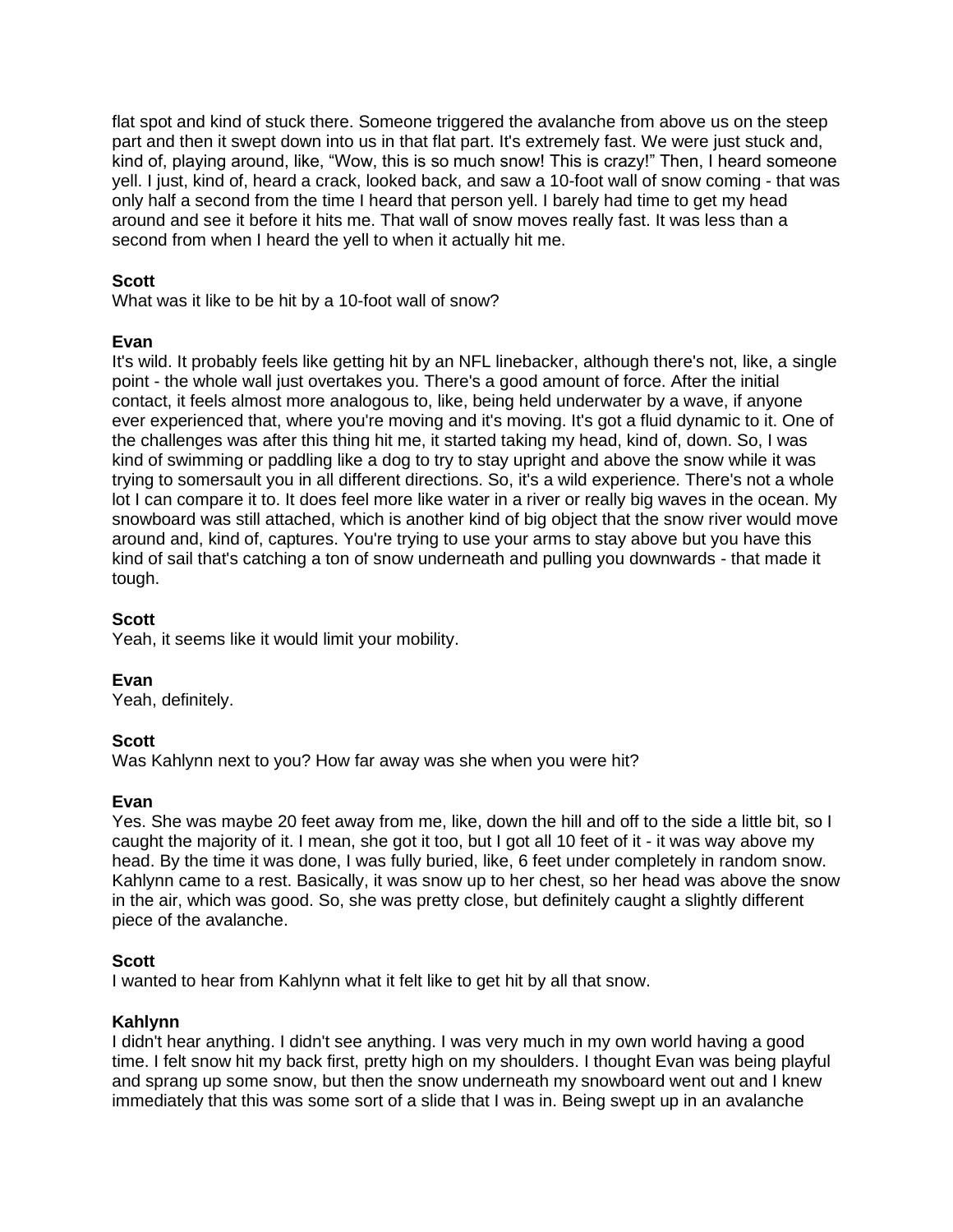flat spot and kind of stuck there. Someone triggered the avalanche from above us on the steep part and then it swept down into us in that flat part. It's extremely fast. We were just stuck and, kind of, playing around, like, "Wow, this is so much snow! This is crazy!" Then, I heard someone yell. I just, kind of, heard a crack, looked back, and saw a 10-foot wall of snow coming - that was only half a second from the time I heard that person yell. I barely had time to get my head around and see it before it hits me. That wall of snow moves really fast. It was less than a second from when I heard the yell to when it actually hit me.

**Scott**
What was it like to be hit by a 10-foot wall of snow?

**Evan**
It's wild. It probably feels like getting hit by an NFL linebacker, although there's not, like, a single point - the whole wall just overtakes you. There's a good amount of force. After the initial contact, it feels almost more analogous to, like, being held underwater by a wave, if anyone ever experienced that, where you're moving and it's moving. It's got a fluid dynamic to it. One of the challenges was after this thing hit me, it started taking my head, kind of, down. So, I was kind of swimming or paddling like a dog to try to stay upright and above the snow while it was trying to somersault you in all different directions. So, it's a wild experience. There's not a whole lot I can compare it to. It does feel more like water in a river or really big waves in the ocean. My snowboard was still attached, which is another kind of big object that the snow river would move around and, kind of, captures. You're trying to use your arms to stay above but you have this kind of sail that's catching a ton of snow underneath and pulling you downwards - that made it tough.

**Scott**
Yeah, it seems like it would limit your mobility.

**Evan**
Yeah, definitely.

**Scott**
Was Kahlynn next to you? How far away was she when you were hit?

**Evan**
Yes. She was maybe 20 feet away from me, like, down the hill and off to the side a little bit, so I caught the majority of it. I mean, she got it too, but I got all 10 feet of it - it was way above my head. By the time it was done, I was fully buried, like, 6 feet under completely in random snow. Kahlynn came to a rest. Basically, it was snow up to her chest, so her head was above the snow in the air, which was good. So, she was pretty close, but definitely caught a slightly different piece of the avalanche.

**Scott**
I wanted to hear from Kahlynn what it felt like to get hit by all that snow.

**Kahlynn**
I didn't hear anything. I didn't see anything. I was very much in my own world having a good time. I felt snow hit my back first, pretty high on my shoulders. I thought Evan was being playful and sprang up some snow, but then the snow underneath my snowboard went out and I knew immediately that this was some sort of a slide that I was in. Being swept up in an avalanche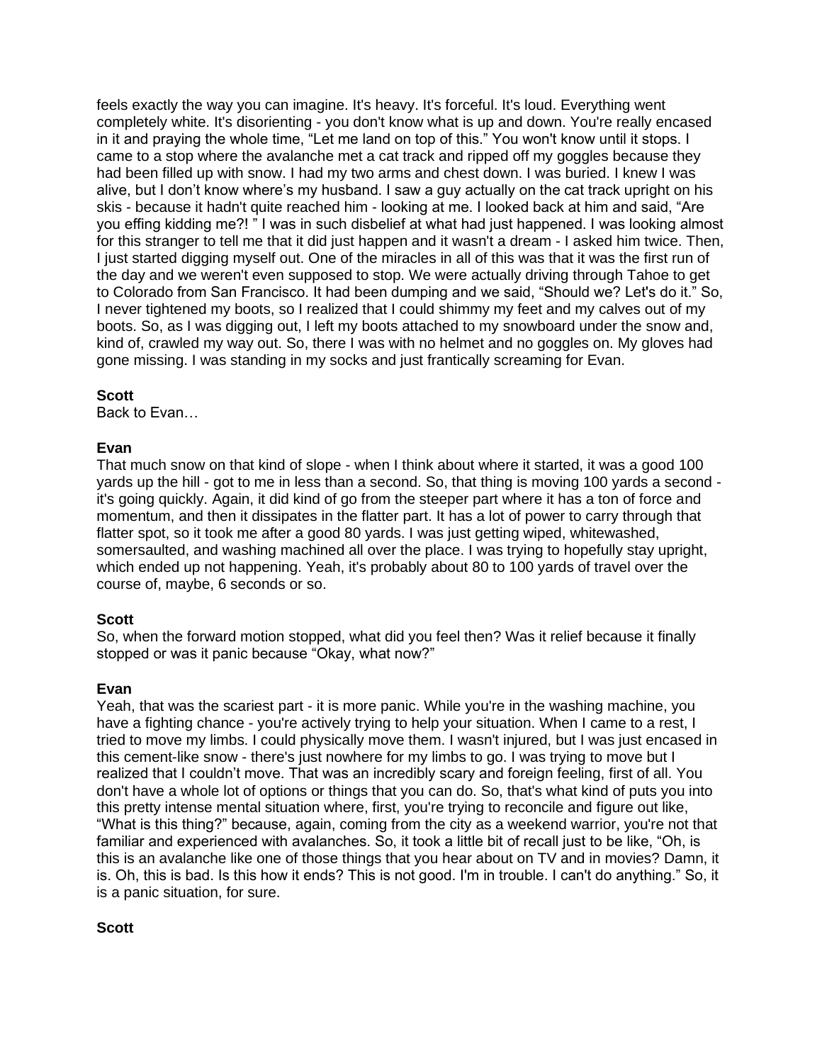feels exactly the way you can imagine. It's heavy. It's forceful. It's loud. Everything went completely white. It's disorienting - you don't know what is up and down. You're really encased in it and praying the whole time, “Let me land on top of this.” You won't know until it stops. I came to a stop where the avalanche met a cat track and ripped off my goggles because they had been filled up with snow. I had my two arms and chest down. I was buried. I knew I was alive, but I don’t know where’s my husband. I saw a guy actually on the cat track upright on his skis - because it hadn't quite reached him - looking at me. I looked back at him and said, “Are you effing kidding me?! ” I was in such disbelief at what had just happened. I was looking almost for this stranger to tell me that it did just happen and it wasn't a dream - I asked him twice. Then, I just started digging myself out. One of the miracles in all of this was that it was the first run of the day and we weren't even supposed to stop. We were actually driving through Tahoe to get to Colorado from San Francisco. It had been dumping and we said, “Should we? Let's do it.” So, I never tightened my boots, so I realized that I could shimmy my feet and my calves out of my boots. So, as I was digging out, I left my boots attached to my snowboard under the snow and, kind of, crawled my way out. So, there I was with no helmet and no goggles on. My gloves had gone missing. I was standing in my socks and just frantically screaming for Evan.

**Scott**
Back to Evan…

**Evan**
That much snow on that kind of slope - when I think about where it started, it was a good 100 yards up the hill - got to me in less than a second. So, that thing is moving 100 yards a second - it's going quickly. Again, it did kind of go from the steeper part where it has a ton of force and momentum, and then it dissipates in the flatter part. It has a lot of power to carry through that flatter spot, so it took me after a good 80 yards. I was just getting wiped, whitewashed, somersaulted, and washing machined all over the place. I was trying to hopefully stay upright, which ended up not happening. Yeah, it's probably about 80 to 100 yards of travel over the course of, maybe, 6 seconds or so.

**Scott**
So, when the forward motion stopped, what did you feel then? Was it relief because it finally stopped or was it panic because “Okay, what now?”

**Evan**
Yeah, that was the scariest part - it is more panic. While you're in the washing machine, you have a fighting chance - you're actively trying to help your situation. When I came to a rest, I tried to move my limbs. I could physically move them. I wasn't injured, but I was just encased in this cement-like snow - there's just nowhere for my limbs to go. I was trying to move but I realized that I couldn’t move. That was an incredibly scary and foreign feeling, first of all. You don't have a whole lot of options or things that you can do. So, that's what kind of puts you into this pretty intense mental situation where, first, you're trying to reconcile and figure out like, “What is this thing?” because, again, coming from the city as a weekend warrior, you're not that familiar and experienced with avalanches. So, it took a little bit of recall just to be like, “Oh, is this is an avalanche like one of those things that you hear about on TV and in movies? Damn, it is. Oh, this is bad. Is this how it ends? This is not good. I'm in trouble. I can't do anything.” So, it is a panic situation, for sure.

**Scott**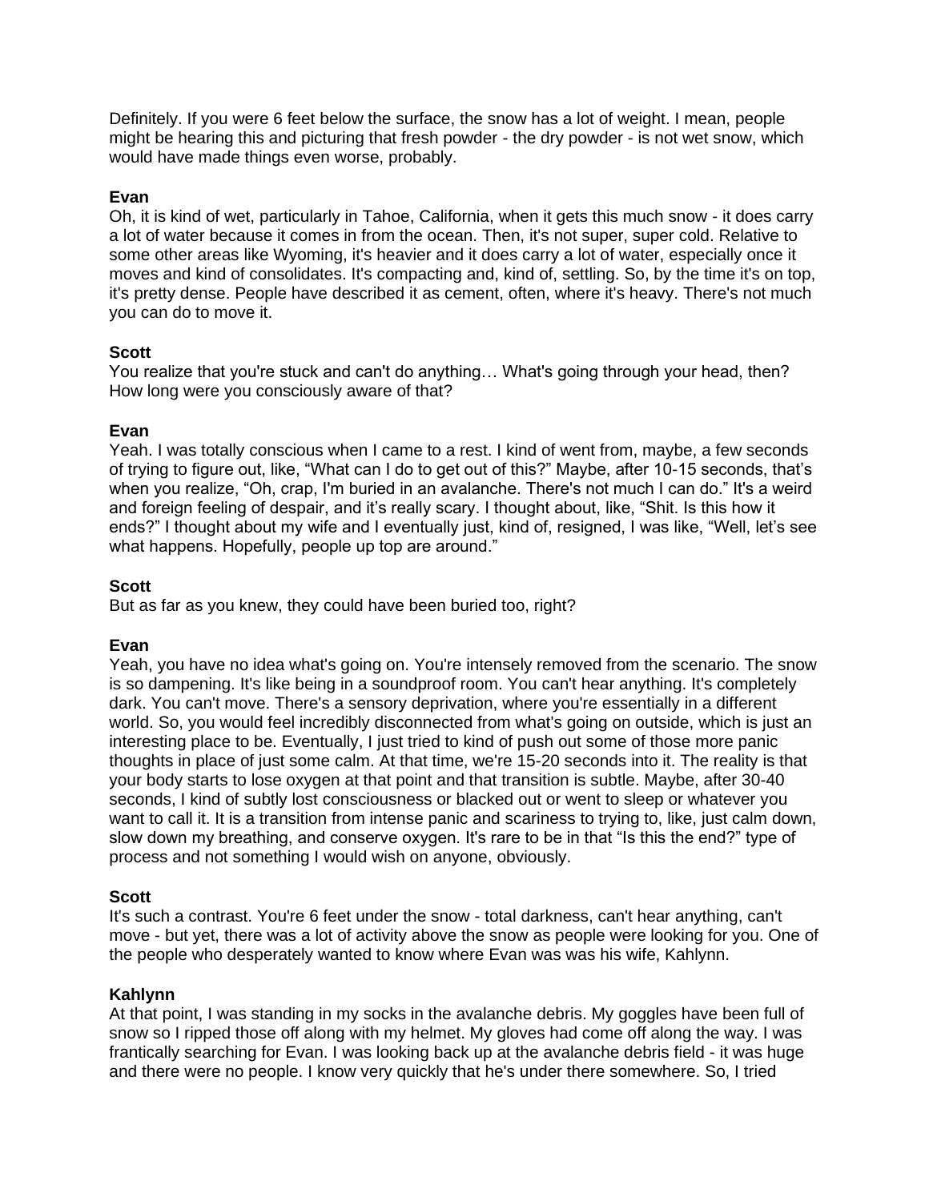Definitely. If you were 6 feet below the surface, the snow has a lot of weight. I mean, people might be hearing this and picturing that fresh powder - the dry powder - is not wet snow, which would have made things even worse, probably.

**Evan**
Oh, it is kind of wet, particularly in Tahoe, California, when it gets this much snow - it does carry a lot of water because it comes in from the ocean. Then, it's not super, super cold. Relative to some other areas like Wyoming, it's heavier and it does carry a lot of water, especially once it moves and kind of consolidates. It's compacting and, kind of, settling. So, by the time it's on top, it's pretty dense. People have described it as cement, often, where it's heavy. There's not much you can do to move it.

**Scott**
You realize that you're stuck and can't do anything… What's going through your head, then? How long were you consciously aware of that?

**Evan**
Yeah. I was totally conscious when I came to a rest. I kind of went from, maybe, a few seconds of trying to figure out, like, "What can I do to get out of this?" Maybe, after 10-15 seconds, that's when you realize, "Oh, crap, I'm buried in an avalanche. There's not much I can do." It's a weird and foreign feeling of despair, and it's really scary. I thought about, like, "Shit. Is this how it ends?" I thought about my wife and I eventually just, kind of, resigned, I was like, "Well, let's see what happens. Hopefully, people up top are around."

**Scott**
But as far as you knew, they could have been buried too, right?

**Evan**
Yeah, you have no idea what's going on. You're intensely removed from the scenario. The snow is so dampening. It's like being in a soundproof room. You can't hear anything. It's completely dark. You can't move. There's a sensory deprivation, where you're essentially in a different world. So, you would feel incredibly disconnected from what's going on outside, which is just an interesting place to be. Eventually, I just tried to kind of push out some of those more panic thoughts in place of just some calm. At that time, we're 15-20 seconds into it. The reality is that your body starts to lose oxygen at that point and that transition is subtle. Maybe, after 30-40 seconds, I kind of subtly lost consciousness or blacked out or went to sleep or whatever you want to call it. It is a transition from intense panic and scariness to trying to, like, just calm down, slow down my breathing, and conserve oxygen. It's rare to be in that "Is this the end?" type of process and not something I would wish on anyone, obviously.

**Scott**
It's such a contrast. You're 6 feet under the snow - total darkness, can't hear anything, can't move - but yet, there was a lot of activity above the snow as people were looking for you. One of the people who desperately wanted to know where Evan was was his wife, Kahlynn.

**Kahlynn**
At that point, I was standing in my socks in the avalanche debris. My goggles have been full of snow so I ripped those off along with my helmet. My gloves had come off along the way. I was frantically searching for Evan. I was looking back up at the avalanche debris field - it was huge and there were no people. I know very quickly that he's under there somewhere. So, I tried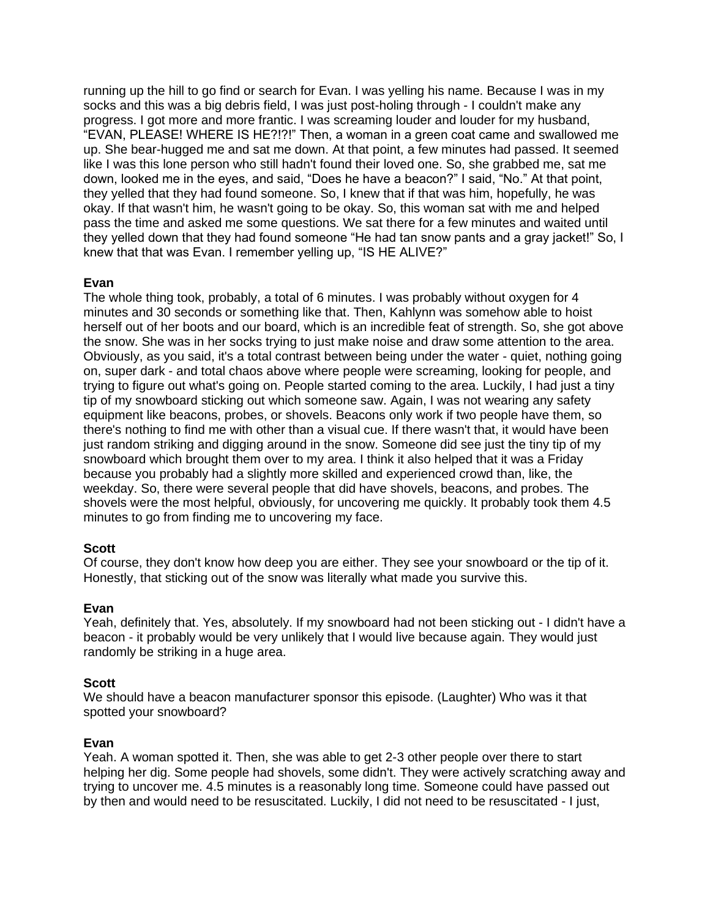running up the hill to go find or search for Evan. I was yelling his name. Because I was in my socks and this was a big debris field, I was just post-holing through - I couldn't make any progress. I got more and more frantic. I was screaming louder and louder for my husband, “EVAN, PLEASE! WHERE IS HE?!?!” Then, a woman in a green coat came and swallowed me up. She bear-hugged me and sat me down. At that point, a few minutes had passed. It seemed like I was this lone person who still hadn't found their loved one. So, she grabbed me, sat me down, looked me in the eyes, and said, “Does he have a beacon?” I said, “No.” At that point, they yelled that they had found someone. So, I knew that if that was him, hopefully, he was okay. If that wasn't him, he wasn't going to be okay. So, this woman sat with me and helped pass the time and asked me some questions. We sat there for a few minutes and waited until they yelled down that they had found someone “He had tan snow pants and a gray jacket!” So, I knew that that was Evan. I remember yelling up, “IS HE ALIVE?”

**Evan**
The whole thing took, probably, a total of 6 minutes. I was probably without oxygen for 4 minutes and 30 seconds or something like that. Then, Kahlynn was somehow able to hoist herself out of her boots and our board, which is an incredible feat of strength. So, she got above the snow. She was in her socks trying to just make noise and draw some attention to the area. Obviously, as you said, it's a total contrast between being under the water - quiet, nothing going on, super dark - and total chaos above where people were screaming, looking for people, and trying to figure out what's going on. People started coming to the area. Luckily, I had just a tiny tip of my snowboard sticking out which someone saw. Again, I was not wearing any safety equipment like beacons, probes, or shovels. Beacons only work if two people have them, so there's nothing to find me with other than a visual cue. If there wasn't that, it would have been just random striking and digging around in the snow. Someone did see just the tiny tip of my snowboard which brought them over to my area. I think it also helped that it was a Friday because you probably had a slightly more skilled and experienced crowd than, like, the weekday. So, there were several people that did have shovels, beacons, and probes. The shovels were the most helpful, obviously, for uncovering me quickly. It probably took them 4.5 minutes to go from finding me to uncovering my face.

**Scott**
Of course, they don't know how deep you are either. They see your snowboard or the tip of it. Honestly, that sticking out of the snow was literally what made you survive this.

**Evan**
Yeah, definitely that. Yes, absolutely. If my snowboard had not been sticking out - I didn't have a beacon - it probably would be very unlikely that I would live because again. They would just randomly be striking in a huge area.

**Scott**
We should have a beacon manufacturer sponsor this episode. (Laughter) Who was it that spotted your snowboard?

**Evan**
Yeah. A woman spotted it. Then, she was able to get 2-3 other people over there to start helping her dig. Some people had shovels, some didn't. They were actively scratching away and trying to uncover me. 4.5 minutes is a reasonably long time. Someone could have passed out by then and would need to be resuscitated. Luckily, I did not need to be resuscitated - I just,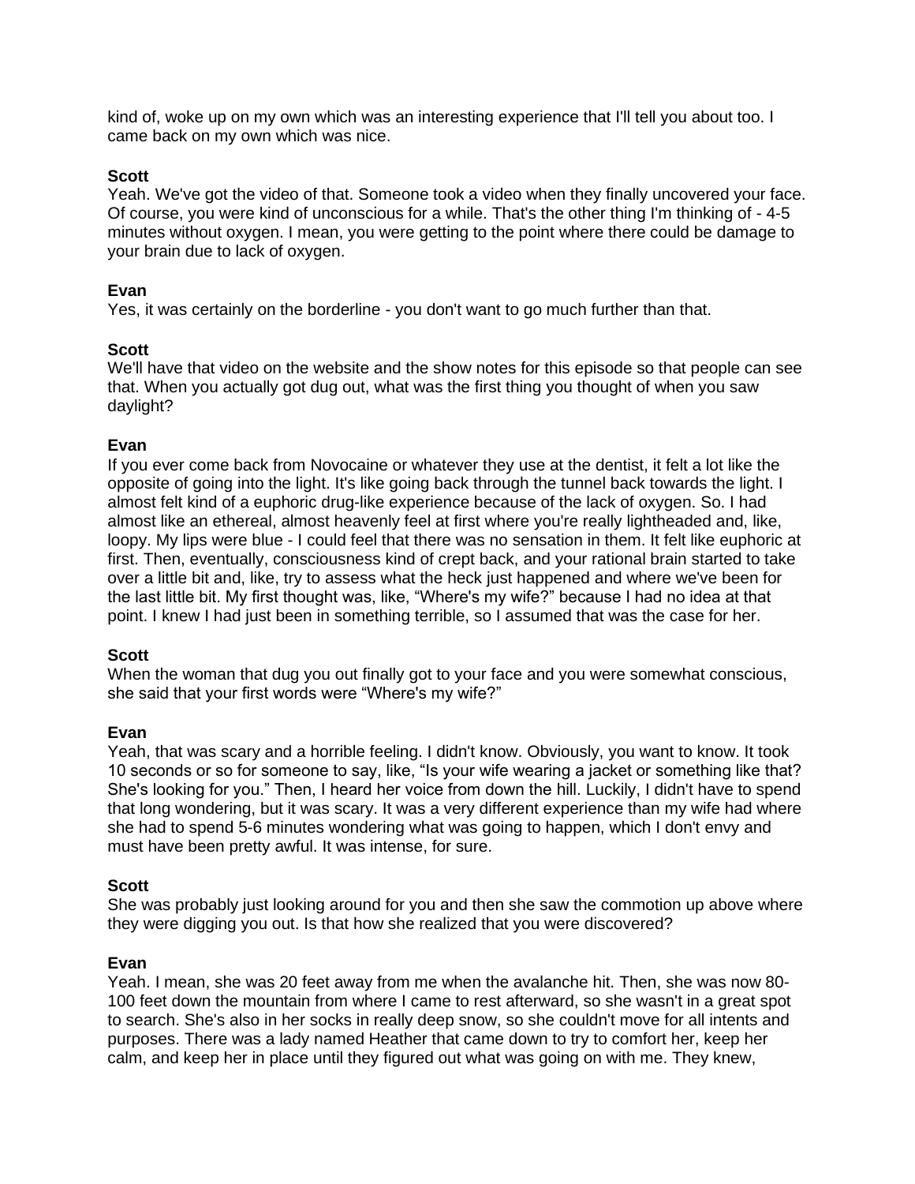kind of, woke up on my own which was an interesting experience that I'll tell you about too. I came back on my own which was nice.

**Scott**
Yeah. We've got the video of that. Someone took a video when they finally uncovered your face. Of course, you were kind of unconscious for a while. That's the other thing I'm thinking of - 4-5 minutes without oxygen. I mean, you were getting to the point where there could be damage to your brain due to lack of oxygen.

**Evan**
Yes, it was certainly on the borderline - you don't want to go much further than that.

**Scott**
We'll have that video on the website and the show notes for this episode so that people can see that. When you actually got dug out, what was the first thing you thought of when you saw daylight?

**Evan**
If you ever come back from Novocaine or whatever they use at the dentist, it felt a lot like the opposite of going into the light. It's like going back through the tunnel back towards the light. I almost felt kind of a euphoric drug-like experience because of the lack of oxygen. So. I had almost like an ethereal, almost heavenly feel at first where you're really lightheaded and, like, loopy. My lips were blue - I could feel that there was no sensation in them. It felt like euphoric at first. Then, eventually, consciousness kind of crept back, and your rational brain started to take over a little bit and, like, try to assess what the heck just happened and where we've been for the last little bit. My first thought was, like, "Where's my wife?" because I had no idea at that point. I knew I had just been in something terrible, so I assumed that was the case for her.

**Scott**
When the woman that dug you out finally got to your face and you were somewhat conscious, she said that your first words were "Where's my wife?"

**Evan**
Yeah, that was scary and a horrible feeling. I didn't know. Obviously, you want to know. It took 10 seconds or so for someone to say, like, "Is your wife wearing a jacket or something like that? She's looking for you." Then, I heard her voice from down the hill. Luckily, I didn't have to spend that long wondering, but it was scary. It was a very different experience than my wife had where she had to spend 5-6 minutes wondering what was going to happen, which I don't envy and must have been pretty awful. It was intense, for sure.

**Scott**
She was probably just looking around for you and then she saw the commotion up above where they were digging you out. Is that how she realized that you were discovered?

**Evan**
Yeah. I mean, she was 20 feet away from me when the avalanche hit. Then, she was now 80-100 feet down the mountain from where I came to rest afterward, so she wasn't in a great spot to search. She's also in her socks in really deep snow, so she couldn't move for all intents and purposes. There was a lady named Heather that came down to try to comfort her, keep her calm, and keep her in place until they figured out what was going on with me. They knew,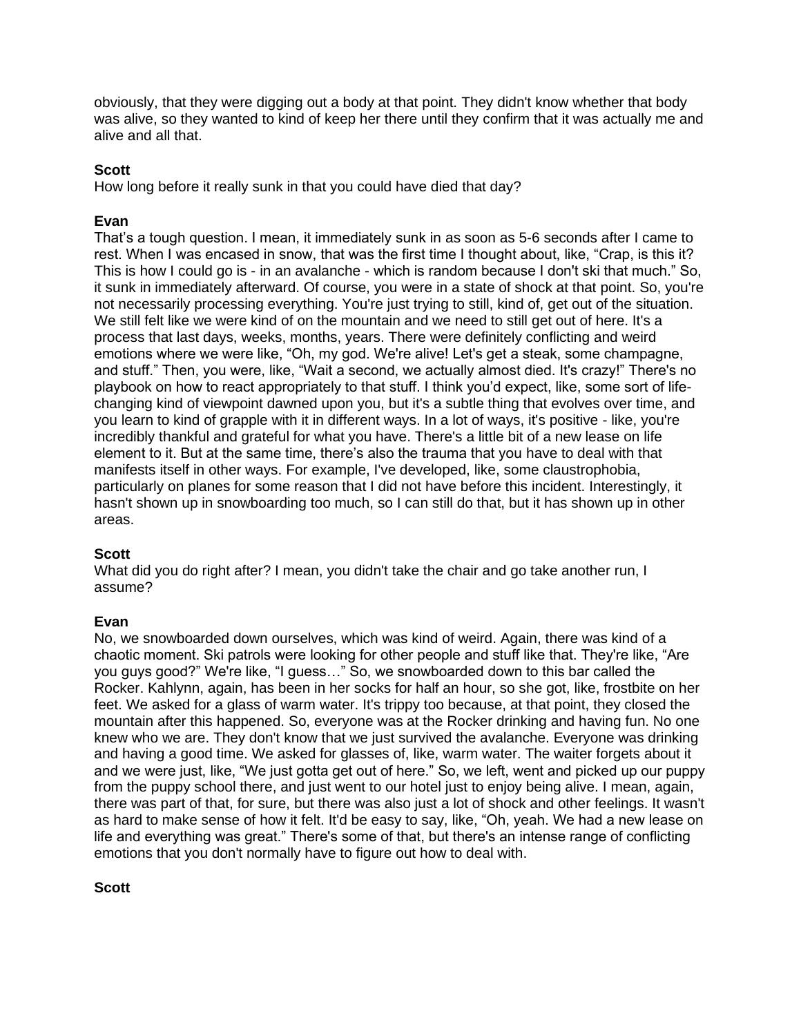obviously, that they were digging out a body at that point. They didn't know whether that body was alive, so they wanted to kind of keep her there until they confirm that it was actually me and alive and all that.

**Scott**
How long before it really sunk in that you could have died that day?

**Evan**
That's a tough question. I mean, it immediately sunk in as soon as 5-6 seconds after I came to rest. When I was encased in snow, that was the first time I thought about, like, "Crap, is this it? This is how I could go is - in an avalanche - which is random because I don't ski that much." So, it sunk in immediately afterward. Of course, you were in a state of shock at that point. So, you're not necessarily processing everything. You're just trying to still, kind of, get out of the situation. We still felt like we were kind of on the mountain and we need to still get out of here. It's a process that last days, weeks, months, years. There were definitely conflicting and weird emotions where we were like, "Oh, my god. We're alive! Let's get a steak, some champagne, and stuff." Then, you were, like, "Wait a second, we actually almost died. It's crazy!" There's no playbook on how to react appropriately to that stuff. I think you'd expect, like, some sort of life-changing kind of viewpoint dawned upon you, but it's a subtle thing that evolves over time, and you learn to kind of grapple with it in different ways. In a lot of ways, it's positive - like, you're incredibly thankful and grateful for what you have. There's a little bit of a new lease on life element to it. But at the same time, there's also the trauma that you have to deal with that manifests itself in other ways. For example, I've developed, like, some claustrophobia, particularly on planes for some reason that I did not have before this incident. Interestingly, it hasn't shown up in snowboarding too much, so I can still do that, but it has shown up in other areas.

**Scott**
What did you do right after? I mean, you didn't take the chair and go take another run, I assume?

**Evan**
No, we snowboarded down ourselves, which was kind of weird. Again, there was kind of a chaotic moment. Ski patrols were looking for other people and stuff like that. They're like, "Are you guys good?" We're like, "I guess…" So, we snowboarded down to this bar called the Rocker. Kahlynn, again, has been in her socks for half an hour, so she got, like, frostbite on her feet. We asked for a glass of warm water. It's trippy too because, at that point, they closed the mountain after this happened. So, everyone was at the Rocker drinking and having fun. No one knew who we are. They don't know that we just survived the avalanche. Everyone was drinking and having a good time. We asked for glasses of, like, warm water. The waiter forgets about it and we were just, like, "We just gotta get out of here." So, we left, went and picked up our puppy from the puppy school there, and just went to our hotel just to enjoy being alive. I mean, again, there was part of that, for sure, but there was also just a lot of shock and other feelings. It wasn't as hard to make sense of how it felt. It'd be easy to say, like, "Oh, yeah. We had a new lease on life and everything was great." There's some of that, but there's an intense range of conflicting emotions that you don't normally have to figure out how to deal with.

**Scott**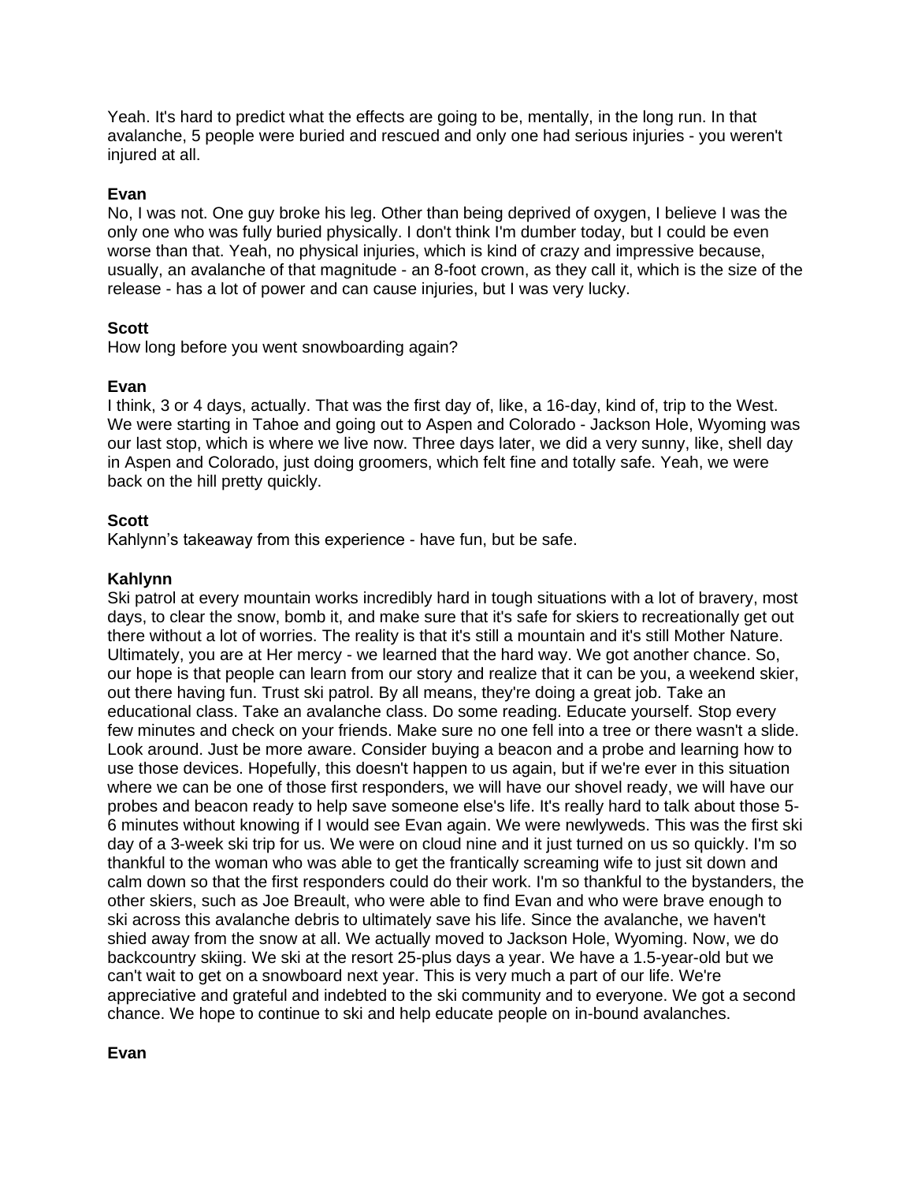Yeah. It's hard to predict what the effects are going to be, mentally, in the long run. In that avalanche, 5 people were buried and rescued and only one had serious injuries - you weren't injured at all.

**Evan**
No, I was not. One guy broke his leg. Other than being deprived of oxygen, I believe I was the only one who was fully buried physically. I don't think I'm dumber today, but I could be even worse than that. Yeah, no physical injuries, which is kind of crazy and impressive because, usually, an avalanche of that magnitude - an 8-foot crown, as they call it, which is the size of the release - has a lot of power and can cause injuries, but I was very lucky.

**Scott**
How long before you went snowboarding again?

**Evan**
I think, 3 or 4 days, actually. That was the first day of, like, a 16-day, kind of, trip to the West. We were starting in Tahoe and going out to Aspen and Colorado - Jackson Hole, Wyoming was our last stop, which is where we live now. Three days later, we did a very sunny, like, shell day in Aspen and Colorado, just doing groomers, which felt fine and totally safe. Yeah, we were back on the hill pretty quickly.

**Scott**
Kahlynn's takeaway from this experience - have fun, but be safe.

**Kahlynn**
Ski patrol at every mountain works incredibly hard in tough situations with a lot of bravery, most days, to clear the snow, bomb it, and make sure that it's safe for skiers to recreationally get out there without a lot of worries. The reality is that it's still a mountain and it's still Mother Nature. Ultimately, you are at Her mercy - we learned that the hard way. We got another chance. So, our hope is that people can learn from our story and realize that it can be you, a weekend skier, out there having fun. Trust ski patrol. By all means, they're doing a great job. Take an educational class. Take an avalanche class. Do some reading. Educate yourself. Stop every few minutes and check on your friends. Make sure no one fell into a tree or there wasn't a slide. Look around. Just be more aware. Consider buying a beacon and a probe and learning how to use those devices. Hopefully, this doesn't happen to us again, but if we're ever in this situation where we can be one of those first responders, we will have our shovel ready, we will have our probes and beacon ready to help save someone else's life. It's really hard to talk about those 5-6 minutes without knowing if I would see Evan again. We were newlyweds. This was the first ski day of a 3-week ski trip for us. We were on cloud nine and it just turned on us so quickly. I'm so thankful to the woman who was able to get the frantically screaming wife to just sit down and calm down so that the first responders could do their work. I'm so thankful to the bystanders, the other skiers, such as Joe Breault, who were able to find Evan and who were brave enough to ski across this avalanche debris to ultimately save his life. Since the avalanche, we haven't shied away from the snow at all. We actually moved to Jackson Hole, Wyoming. Now, we do backcountry skiing. We ski at the resort 25-plus days a year. We have a 1.5-year-old but we can't wait to get on a snowboard next year. This is very much a part of our life. We're appreciative and grateful and indebted to the ski community and to everyone. We got a second chance. We hope to continue to ski and help educate people on in-bound avalanches.

**Evan**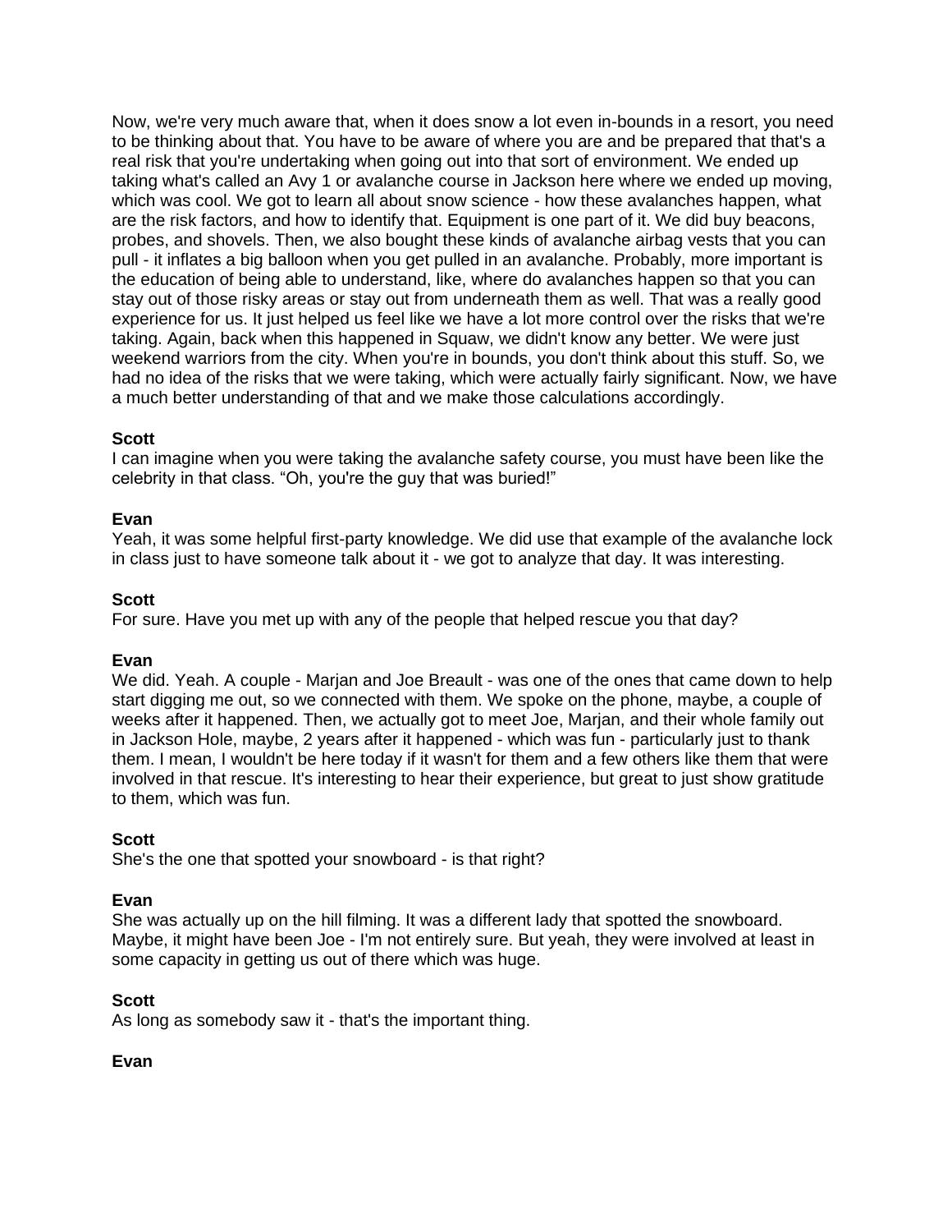Now, we're very much aware that, when it does snow a lot even in-bounds in a resort, you need to be thinking about that. You have to be aware of where you are and be prepared that that's a real risk that you're undertaking when going out into that sort of environment. We ended up taking what's called an Avy 1 or avalanche course in Jackson here where we ended up moving, which was cool. We got to learn all about snow science - how these avalanches happen, what are the risk factors, and how to identify that. Equipment is one part of it. We did buy beacons, probes, and shovels. Then, we also bought these kinds of avalanche airbag vests that you can pull - it inflates a big balloon when you get pulled in an avalanche. Probably, more important is the education of being able to understand, like, where do avalanches happen so that you can stay out of those risky areas or stay out from underneath them as well. That was a really good experience for us. It just helped us feel like we have a lot more control over the risks that we're taking. Again, back when this happened in Squaw, we didn't know any better. We were just weekend warriors from the city. When you're in bounds, you don't think about this stuff. So, we had no idea of the risks that we were taking, which were actually fairly significant. Now, we have a much better understanding of that and we make those calculations accordingly.

**Scott**
I can imagine when you were taking the avalanche safety course, you must have been like the celebrity in that class. "Oh, you're the guy that was buried!"

**Evan**
Yeah, it was some helpful first-party knowledge. We did use that example of the avalanche lock in class just to have someone talk about it - we got to analyze that day. It was interesting.

**Scott**
For sure. Have you met up with any of the people that helped rescue you that day?

**Evan**
We did. Yeah. A couple - Marjan and Joe Breault - was one of the ones that came down to help start digging me out, so we connected with them. We spoke on the phone, maybe, a couple of weeks after it happened. Then, we actually got to meet Joe, Marjan, and their whole family out in Jackson Hole, maybe, 2 years after it happened - which was fun - particularly just to thank them. I mean, I wouldn't be here today if it wasn't for them and a few others like them that were involved in that rescue. It's interesting to hear their experience, but great to just show gratitude to them, which was fun.

**Scott**
She's the one that spotted your snowboard - is that right?

**Evan**
She was actually up on the hill filming. It was a different lady that spotted the snowboard. Maybe, it might have been Joe - I'm not entirely sure. But yeah, they were involved at least in some capacity in getting us out of there which was huge.

**Scott**
As long as somebody saw it - that's the important thing.

**Evan**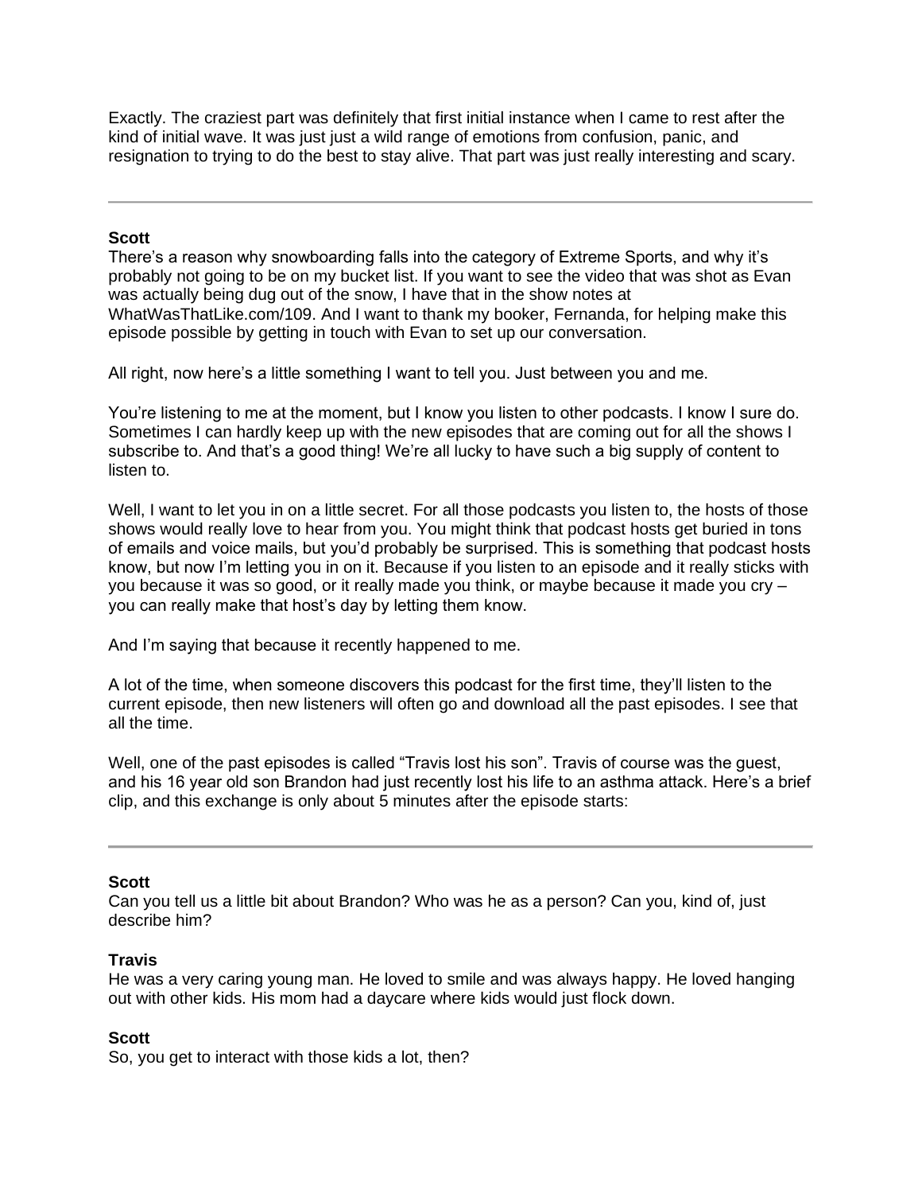Exactly. The craziest part was definitely that first initial instance when I came to rest after the kind of initial wave. It was just just a wild range of emotions from confusion, panic, and resignation to trying to do the best to stay alive. That part was just really interesting and scary.

---

**Scott**
There's a reason why snowboarding falls into the category of Extreme Sports, and why it's probably not going to be on my bucket list. If you want to see the video that was shot as Evan was actually being dug out of the snow, I have that in the show notes at WhatWasThatLike.com/109. And I want to thank my booker, Fernanda, for helping make this episode possible by getting in touch with Evan to set up our conversation.

All right, now here's a little something I want to tell you. Just between you and me.

You're listening to me at the moment, but I know you listen to other podcasts. I know I sure do. Sometimes I can hardly keep up with the new episodes that are coming out for all the shows I subscribe to. And that's a good thing! We're all lucky to have such a big supply of content to listen to.

Well, I want to let you in on a little secret. For all those podcasts you listen to, the hosts of those shows would really love to hear from you. You might think that podcast hosts get buried in tons of emails and voice mails, but you'd probably be surprised. This is something that podcast hosts know, but now I'm letting you in on it. Because if you listen to an episode and it really sticks with you because it was so good, or it really made you think, or maybe because it made you cry – you can really make that host's day by letting them know.

And I'm saying that because it recently happened to me.

A lot of the time, when someone discovers this podcast for the first time, they'll listen to the current episode, then new listeners will often go and download all the past episodes. I see that all the time.

Well, one of the past episodes is called "Travis lost his son". Travis of course was the guest, and his 16 year old son Brandon had just recently lost his life to an asthma attack. Here's a brief clip, and this exchange is only about 5 minutes after the episode starts:

---

**Scott**
Can you tell us a little bit about Brandon? Who was he as a person? Can you, kind of, just describe him?

**Travis**
He was a very caring young man. He loved to smile and was always happy. He loved hanging out with other kids. His mom had a daycare where kids would just flock down.

**Scott**
So, you get to interact with those kids a lot, then?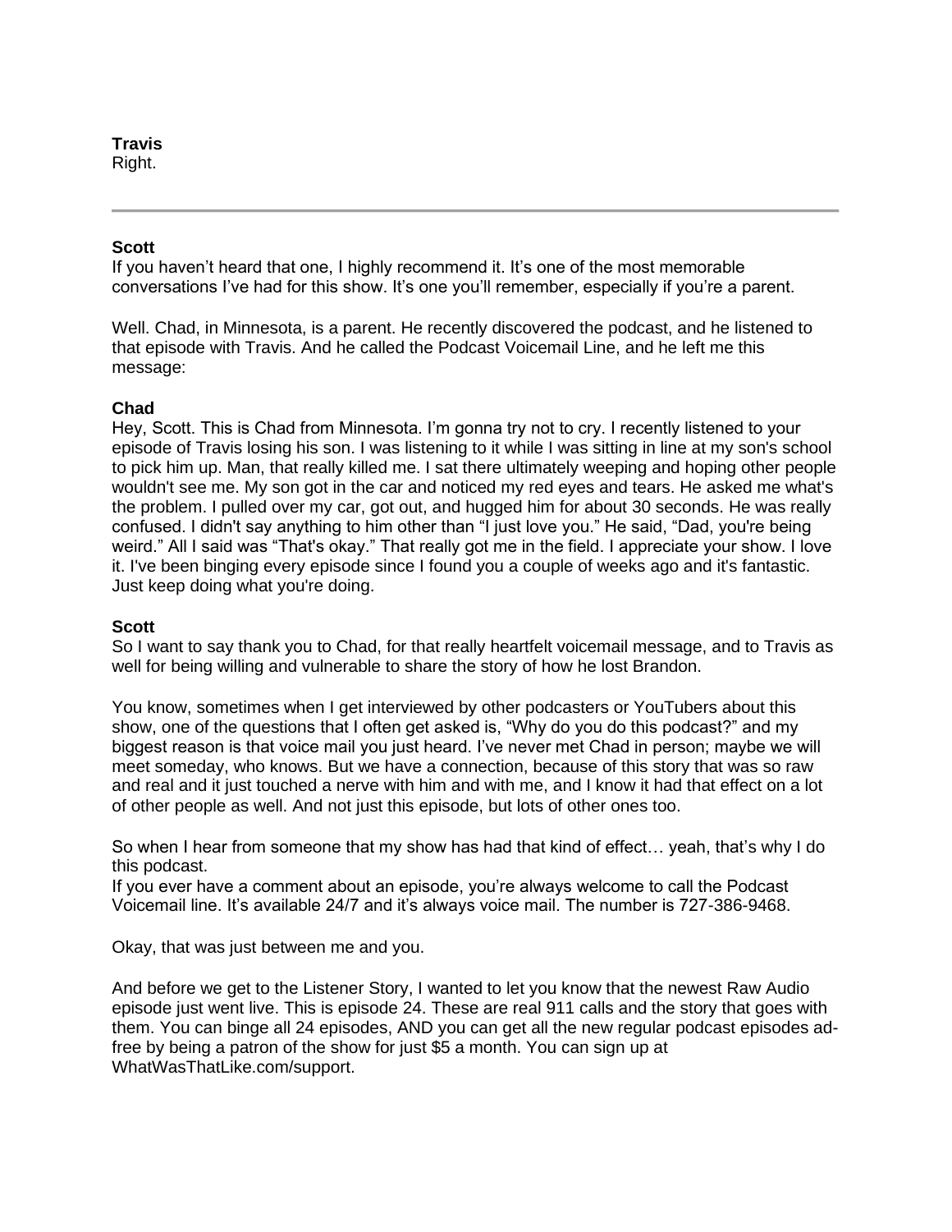**Travis**
Right.

---

**Scott**
If you haven't heard that one, I highly recommend it. It's one of the most memorable conversations I've had for this show. It's one you'll remember, especially if you're a parent.

Well. Chad, in Minnesota, is a parent. He recently discovered the podcast, and he listened to that episode with Travis. And he called the Podcast Voicemail Line, and he left me this message:

**Chad**
Hey, Scott. This is Chad from Minnesota. I'm gonna try not to cry. I recently listened to your episode of Travis losing his son. I was listening to it while I was sitting in line at my son's school to pick him up. Man, that really killed me. I sat there ultimately weeping and hoping other people wouldn't see me. My son got in the car and noticed my red eyes and tears. He asked me what's the problem. I pulled over my car, got out, and hugged him for about 30 seconds. He was really confused. I didn't say anything to him other than "I just love you." He said, "Dad, you're being weird." All I said was "That's okay." That really got me in the field. I appreciate your show. I love it. I've been binging every episode since I found you a couple of weeks ago and it's fantastic. Just keep doing what you're doing.

**Scott**
So I want to say thank you to Chad, for that really heartfelt voicemail message, and to Travis as well for being willing and vulnerable to share the story of how he lost Brandon.

You know, sometimes when I get interviewed by other podcasters or YouTubers about this show, one of the questions that I often get asked is, "Why do you do this podcast?" and my biggest reason is that voice mail you just heard. I've never met Chad in person; maybe we will meet someday, who knows. But we have a connection, because of this story that was so raw and real and it just touched a nerve with him and with me, and I know it had that effect on a lot of other people as well. And not just this episode, but lots of other ones too.

So when I hear from someone that my show has had that kind of effect… yeah, that's why I do this podcast.
If you ever have a comment about an episode, you're always welcome to call the Podcast Voicemail line. It's available 24/7 and it's always voice mail. The number is 727-386-9468.

Okay, that was just between me and you.

And before we get to the Listener Story, I wanted to let you know that the newest Raw Audio episode just went live. This is episode 24. These are real 911 calls and the story that goes with them. You can binge all 24 episodes, AND you can get all the new regular podcast episodes ad-free by being a patron of the show for just $5 a month. You can sign up at WhatWasThatLike.com/support.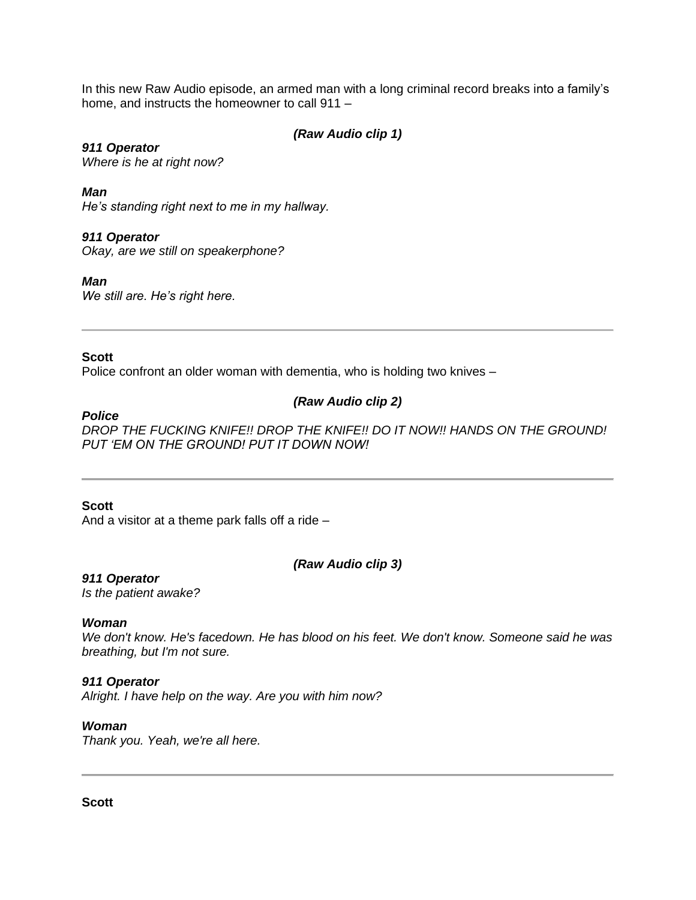In this new Raw Audio episode, an armed man with a long criminal record breaks into a family's home, and instructs the homeowner to call 911 –

***(Raw Audio clip 1)***

***911 Operator***
*Where is he at right now?*

***Man***
*He's standing right next to me in my hallway.*

***911 Operator***
*Okay, are we still on speakerphone?*

***Man***
*We still are. He's right here.*

---

**Scott**
Police confront an older woman with dementia, who is holding two knives –

***(Raw Audio clip 2)***

***Police***
*DROP THE FUCKING KNIFE!! DROP THE KNIFE!! DO IT NOW!! HANDS ON THE GROUND! PUT 'EM ON THE GROUND! PUT IT DOWN NOW!*

---

**Scott**
And a visitor at a theme park falls off a ride –

***(Raw Audio clip 3)***

***911 Operator***
*Is the patient awake?*

***Woman***
*We don't know. He's facedown. He has blood on his feet. We don't know. Someone said he was breathing, but I'm not sure.*

***911 Operator***
*Alright. I have help on the way. Are you with him now?*

***Woman***
*Thank you. Yeah, we're all here.*

---

**Scott**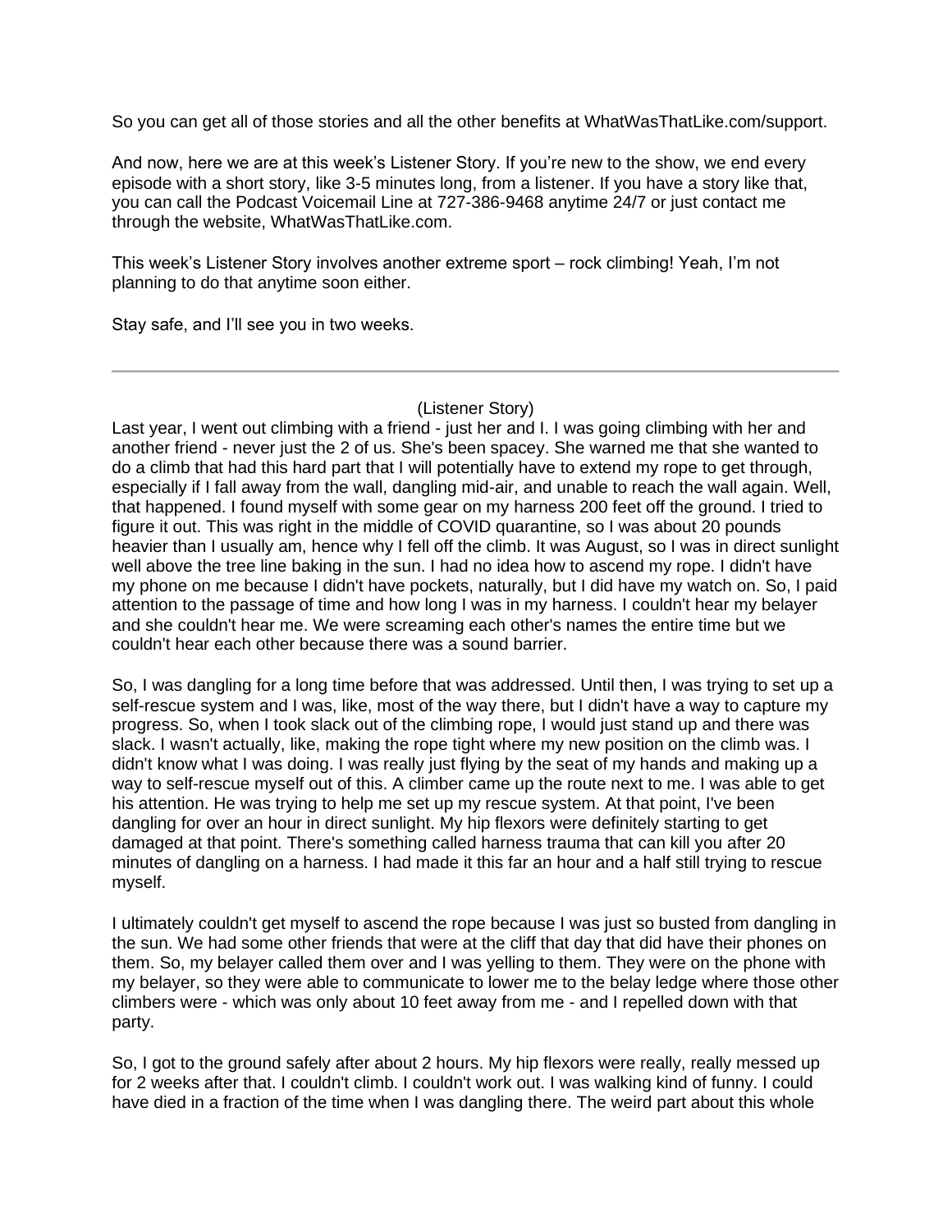So you can get all of those stories and all the other benefits at WhatWasThatLike.com/support.

And now, here we are at this week's Listener Story. If you're new to the show, we end every episode with a short story, like 3-5 minutes long, from a listener. If you have a story like that, you can call the Podcast Voicemail Line at 727-386-9468 anytime 24/7 or just contact me through the website, WhatWasThatLike.com.

This week's Listener Story involves another extreme sport – rock climbing! Yeah, I'm not planning to do that anytime soon either.

Stay safe, and I'll see you in two weeks.

---

(Listener Story)

Last year, I went out climbing with a friend - just her and I. I was going climbing with her and another friend - never just the 2 of us. She's been spacey. She warned me that she wanted to do a climb that had this hard part that I will potentially have to extend my rope to get through, especially if I fall away from the wall, dangling mid-air, and unable to reach the wall again. Well, that happened. I found myself with some gear on my harness 200 feet off the ground. I tried to figure it out. This was right in the middle of COVID quarantine, so I was about 20 pounds heavier than I usually am, hence why I fell off the climb. It was August, so I was in direct sunlight well above the tree line baking in the sun. I had no idea how to ascend my rope. I didn't have my phone on me because I didn't have pockets, naturally, but I did have my watch on. So, I paid attention to the passage of time and how long I was in my harness. I couldn't hear my belayer and she couldn't hear me. We were screaming each other's names the entire time but we couldn't hear each other because there was a sound barrier.

So, I was dangling for a long time before that was addressed. Until then, I was trying to set up a self-rescue system and I was, like, most of the way there, but I didn't have a way to capture my progress. So, when I took slack out of the climbing rope, I would just stand up and there was slack. I wasn't actually, like, making the rope tight where my new position on the climb was. I didn't know what I was doing. I was really just flying by the seat of my hands and making up a way to self-rescue myself out of this. A climber came up the route next to me. I was able to get his attention. He was trying to help me set up my rescue system. At that point, I've been dangling for over an hour in direct sunlight. My hip flexors were definitely starting to get damaged at that point. There's something called harness trauma that can kill you after 20 minutes of dangling on a harness. I had made it this far an hour and a half still trying to rescue myself.

I ultimately couldn't get myself to ascend the rope because I was just so busted from dangling in the sun. We had some other friends that were at the cliff that day that did have their phones on them. So, my belayer called them over and I was yelling to them. They were on the phone with my belayer, so they were able to communicate to lower me to the belay ledge where those other climbers were - which was only about 10 feet away from me - and I repelled down with that party.

So, I got to the ground safely after about 2 hours. My hip flexors were really, really messed up for 2 weeks after that. I couldn't climb. I couldn't work out. I was walking kind of funny. I could have died in a fraction of the time when I was dangling there. The weird part about this whole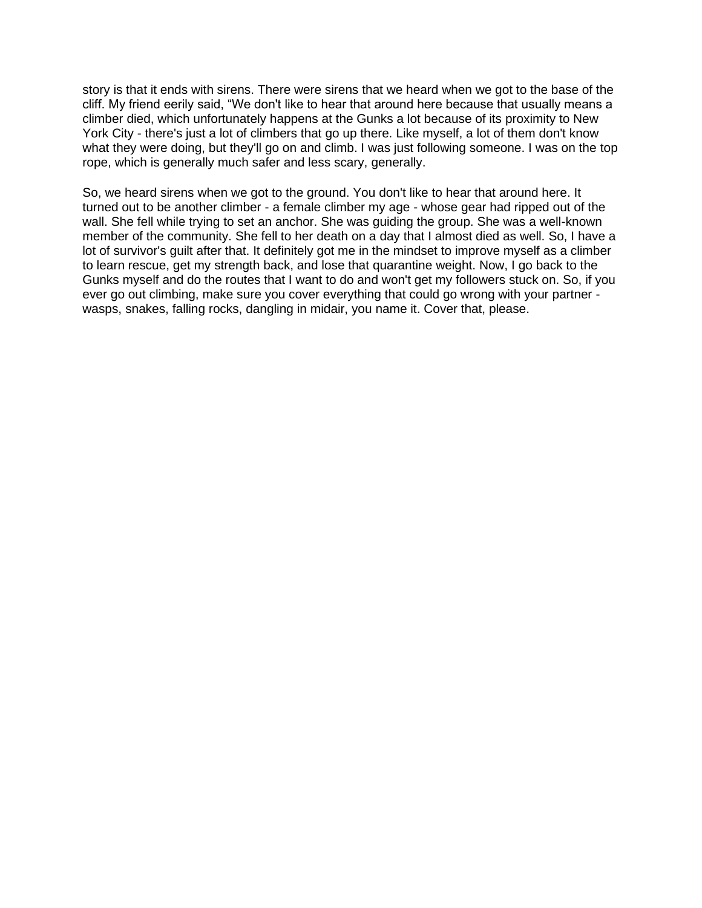story is that it ends with sirens. There were sirens that we heard when we got to the base of the cliff. My friend eerily said, “We don't like to hear that around here because that usually means a climber died, which unfortunately happens at the Gunks a lot because of its proximity to New York City - there's just a lot of climbers that go up there. Like myself, a lot of them don't know what they were doing, but they'll go on and climb. I was just following someone. I was on the top rope, which is generally much safer and less scary, generally.

So, we heard sirens when we got to the ground. You don't like to hear that around here. It turned out to be another climber - a female climber my age - whose gear had ripped out of the wall. She fell while trying to set an anchor. She was guiding the group. She was a well-known member of the community. She fell to her death on a day that I almost died as well. So, I have a lot of survivor's guilt after that. It definitely got me in the mindset to improve myself as a climber to learn rescue, get my strength back, and lose that quarantine weight. Now, I go back to the Gunks myself and do the routes that I want to do and won't get my followers stuck on. So, if you ever go out climbing, make sure you cover everything that could go wrong with your partner - wasps, snakes, falling rocks, dangling in midair, you name it. Cover that, please.